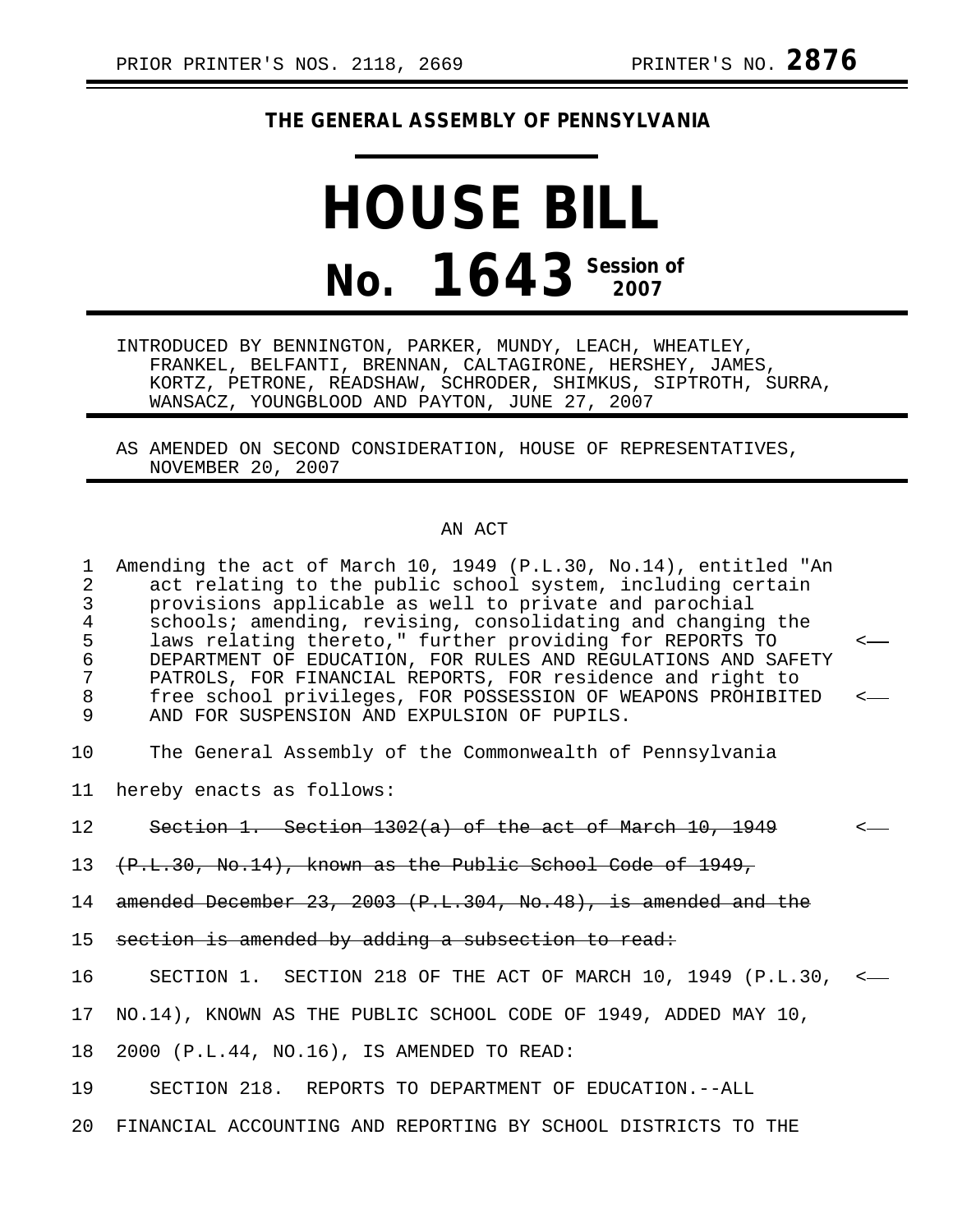PRIOR PRINTER'S NOS. 2118, 2669 PRINTER'S NO. **2876**

# THE GENERAL ASSEMBLY OF PENNSYLVANIA

# HOUSE BILL

# No. 1643 Session of 2007

INTRODUCED BY BENNINGTON, PARKER, MUNDY, LEACH, WHEATLEY, FRANKEL, BELFANTI, BRENNAN, CALTAGIRONE, HERSHEY, JAMES, KORTZ, PETRONE, READSHAW, SCHRODER, SHIMKUS, SIPTROTH, SURRA, WANSACZ, YOUNGBLOOD AND PAYTON, JUNE 27, 2007

AS AMENDED ON SECOND CONSIDERATION, HOUSE OF REPRESENTATIVES, NOVEMBER 20, 2007

AN ACT

1 Amending the act of March 10, 1949 (P.L.30, No.14), entitled "An
2 act relating to the public school system, including certain
3 provisions applicable as well to private and parochial
4 schools; amending, revising, consolidating and changing the
5 laws relating thereto," further providing for REPORTS TO <
6 DEPARTMENT OF EDUCATION, FOR RULES AND REGULATIONS AND SAFETY
7 PATROLS, FOR FINANCIAL REPORTS, FOR residence and right to
8 free school privileges, FOR POSSESSION OF WEAPONS PROHIBITED <
9 AND FOR SUSPENSION AND EXPULSION OF PUPILS.

10 The General Assembly of the Commonwealth of Pennsylvania
11 hereby enacts as follows:

12 ~~Section 1. Section 1302(a) of the act of March 10, 1949~~ <
13 ~~(P.L.30, No.14), known as the Public School Code of 1949,~~
14 ~~amended December 23, 2003 (P.L.304, No.48), is amended and the~~
15 ~~section is amended by adding a subsection to read:~~

16 SECTION 1. SECTION 218 OF THE ACT OF MARCH 10, 1949 (P.L.30, <
17 NO.14), KNOWN AS THE PUBLIC SCHOOL CODE OF 1949, ADDED MAY 10,
18 2000 (P.L.44, NO.16), IS AMENDED TO READ:

19 SECTION 218. REPORTS TO DEPARTMENT OF EDUCATION.--ALL
20 FINANCIAL ACCOUNTING AND REPORTING BY SCHOOL DISTRICTS TO THE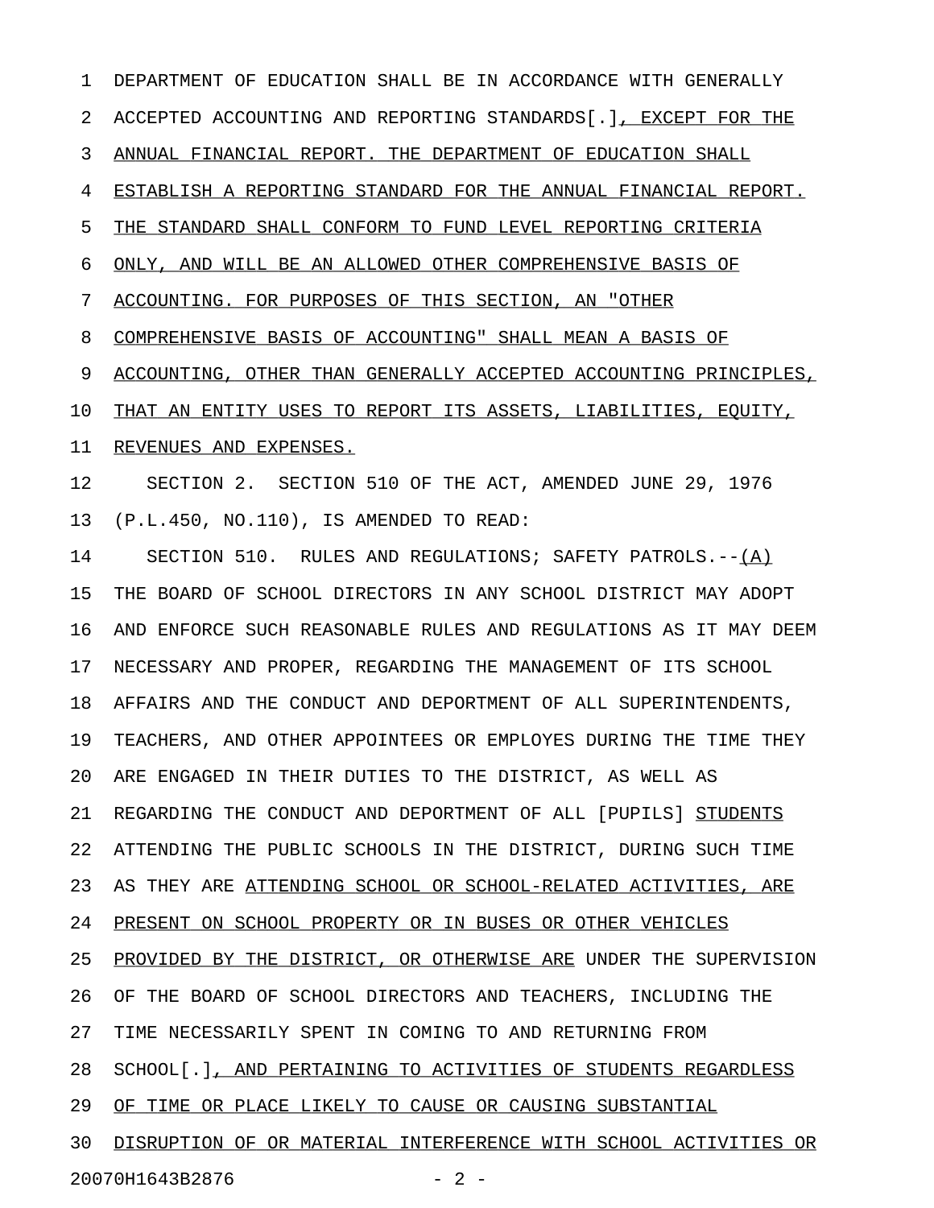DEPARTMENT OF EDUCATION SHALL BE IN ACCORDANCE WITH GENERALLY ACCEPTED ACCOUNTING AND REPORTING STANDARDS[.], EXCEPT FOR THE ANNUAL FINANCIAL REPORT. THE DEPARTMENT OF EDUCATION SHALL ESTABLISH A REPORTING STANDARD FOR THE ANNUAL FINANCIAL REPORT. THE STANDARD SHALL CONFORM TO FUND LEVEL REPORTING CRITERIA ONLY, AND WILL BE AN ALLOWED OTHER COMPREHENSIVE BASIS OF ACCOUNTING. FOR PURPOSES OF THIS SECTION, AN "OTHER COMPREHENSIVE BASIS OF ACCOUNTING" SHALL MEAN A BASIS OF ACCOUNTING, OTHER THAN GENERALLY ACCEPTED ACCOUNTING PRINCIPLES, THAT AN ENTITY USES TO REPORT ITS ASSETS, LIABILITIES, EQUITY, REVENUES AND EXPENSES.

SECTION 2. SECTION 510 OF THE ACT, AMENDED JUNE 29, 1976 (P.L.450, NO.110), IS AMENDED TO READ:

SECTION 510. RULES AND REGULATIONS; SAFETY PATROLS.--(A) THE BOARD OF SCHOOL DIRECTORS IN ANY SCHOOL DISTRICT MAY ADOPT AND ENFORCE SUCH REASONABLE RULES AND REGULATIONS AS IT MAY DEEM NECESSARY AND PROPER, REGARDING THE MANAGEMENT OF ITS SCHOOL AFFAIRS AND THE CONDUCT AND DEPORTMENT OF ALL SUPERINTENDENTS, TEACHERS, AND OTHER APPOINTEES OR EMPLOYES DURING THE TIME THEY ARE ENGAGED IN THEIR DUTIES TO THE DISTRICT, AS WELL AS REGARDING THE CONDUCT AND DEPORTMENT OF ALL [PUPILS] STUDENTS ATTENDING THE PUBLIC SCHOOLS IN THE DISTRICT, DURING SUCH TIME AS THEY ARE ATTENDING SCHOOL OR SCHOOL-RELATED ACTIVITIES, ARE PRESENT ON SCHOOL PROPERTY OR IN BUSES OR OTHER VEHICLES PROVIDED BY THE DISTRICT, OR OTHERWISE ARE UNDER THE SUPERVISION OF THE BOARD OF SCHOOL DIRECTORS AND TEACHERS, INCLUDING THE TIME NECESSARILY SPENT IN COMING TO AND RETURNING FROM SCHOOL[.], AND PERTAINING TO ACTIVITIES OF STUDENTS REGARDLESS OF TIME OR PLACE LIKELY TO CAUSE OR CAUSING SUBSTANTIAL DISRUPTION OF OR MATERIAL INTERFERENCE WITH SCHOOL ACTIVITIES OR

20070H1643B2876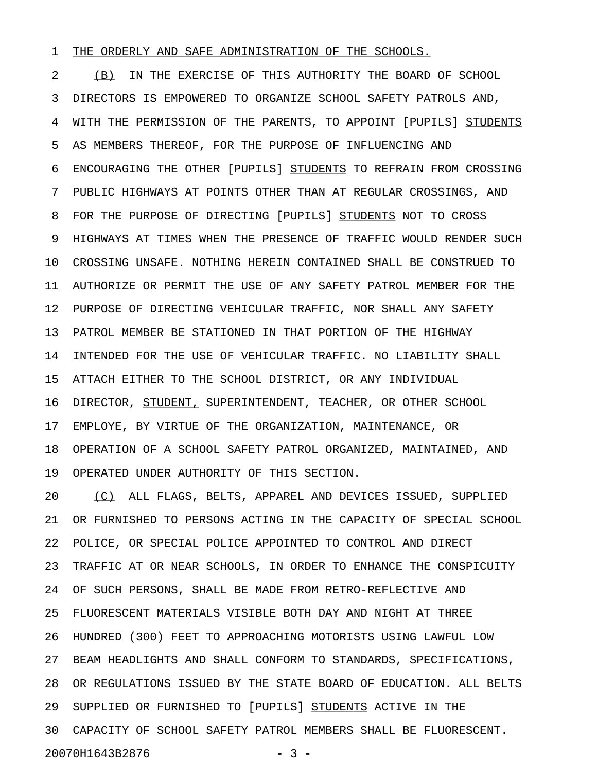THE ORDERLY AND SAFE ADMINISTRATION OF THE SCHOOLS.

(B) IN THE EXERCISE OF THIS AUTHORITY THE BOARD OF SCHOOL DIRECTORS IS EMPOWERED TO ORGANIZE SCHOOL SAFETY PATROLS AND, WITH THE PERMISSION OF THE PARENTS, TO APPOINT [PUPILS] STUDENTS AS MEMBERS THEREOF, FOR THE PURPOSE OF INFLUENCING AND ENCOURAGING THE OTHER [PUPILS] STUDENTS TO REFRAIN FROM CROSSING PUBLIC HIGHWAYS AT POINTS OTHER THAN AT REGULAR CROSSINGS, AND FOR THE PURPOSE OF DIRECTING [PUPILS] STUDENTS NOT TO CROSS HIGHWAYS AT TIMES WHEN THE PRESENCE OF TRAFFIC WOULD RENDER SUCH CROSSING UNSAFE. NOTHING HEREIN CONTAINED SHALL BE CONSTRUED TO AUTHORIZE OR PERMIT THE USE OF ANY SAFETY PATROL MEMBER FOR THE PURPOSE OF DIRECTING VEHICULAR TRAFFIC, NOR SHALL ANY SAFETY PATROL MEMBER BE STATIONED IN THAT PORTION OF THE HIGHWAY INTENDED FOR THE USE OF VEHICULAR TRAFFIC. NO LIABILITY SHALL ATTACH EITHER TO THE SCHOOL DISTRICT, OR ANY INDIVIDUAL DIRECTOR, STUDENT, SUPERINTENDENT, TEACHER, OR OTHER SCHOOL EMPLOYE, BY VIRTUE OF THE ORGANIZATION, MAINTENANCE, OR OPERATION OF A SCHOOL SAFETY PATROL ORGANIZED, MAINTAINED, AND OPERATED UNDER AUTHORITY OF THIS SECTION.

(C) ALL FLAGS, BELTS, APPAREL AND DEVICES ISSUED, SUPPLIED OR FURNISHED TO PERSONS ACTING IN THE CAPACITY OF SPECIAL SCHOOL POLICE, OR SPECIAL POLICE APPOINTED TO CONTROL AND DIRECT TRAFFIC AT OR NEAR SCHOOLS, IN ORDER TO ENHANCE THE CONSPICUITY OF SUCH PERSONS, SHALL BE MADE FROM RETRO-REFLECTIVE AND FLUORESCENT MATERIALS VISIBLE BOTH DAY AND NIGHT AT THREE HUNDRED (300) FEET TO APPROACHING MOTORISTS USING LAWFUL LOW BEAM HEADLIGHTS AND SHALL CONFORM TO STANDARDS, SPECIFICATIONS, OR REGULATIONS ISSUED BY THE STATE BOARD OF EDUCATION. ALL BELTS SUPPLIED OR FURNISHED TO [PUPILS] STUDENTS ACTIVE IN THE CAPACITY OF SCHOOL SAFETY PATROL MEMBERS SHALL BE FLUORESCENT.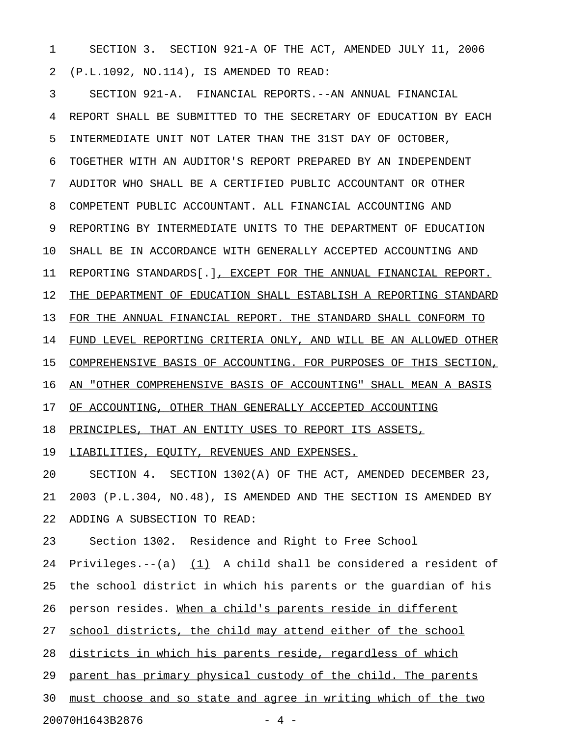SECTION 3. SECTION 921-A OF THE ACT, AMENDED JULY 11, 2006 (P.L.1092, NO.114), IS AMENDED TO READ:

SECTION 921-A. FINANCIAL REPORTS.--AN ANNUAL FINANCIAL REPORT SHALL BE SUBMITTED TO THE SECRETARY OF EDUCATION BY EACH INTERMEDIATE UNIT NOT LATER THAN THE 31ST DAY OF OCTOBER, TOGETHER WITH AN AUDITOR'S REPORT PREPARED BY AN INDEPENDENT AUDITOR WHO SHALL BE A CERTIFIED PUBLIC ACCOUNTANT OR OTHER COMPETENT PUBLIC ACCOUNTANT. ALL FINANCIAL ACCOUNTING AND REPORTING BY INTERMEDIATE UNITS TO THE DEPARTMENT OF EDUCATION SHALL BE IN ACCORDANCE WITH GENERALLY ACCEPTED ACCOUNTING AND REPORTING STANDARDS[.]<u>, EXCEPT FOR THE ANNUAL FINANCIAL REPORT. THE DEPARTMENT OF EDUCATION SHALL ESTABLISH A REPORTING STANDARD FOR THE ANNUAL FINANCIAL REPORT. THE STANDARD SHALL CONFORM TO FUND LEVEL REPORTING CRITERIA ONLY, AND WILL BE AN ALLOWED OTHER COMPREHENSIVE BASIS OF ACCOUNTING. FOR PURPOSES OF THIS SECTION, AN "OTHER COMPREHENSIVE BASIS OF ACCOUNTING" SHALL MEAN A BASIS OF ACCOUNTING, OTHER THAN GENERALLY ACCEPTED ACCOUNTING PRINCIPLES, THAT AN ENTITY USES TO REPORT ITS ASSETS, LIABILITIES, EQUITY, REVENUES AND EXPENSES.</u>

SECTION 4. SECTION 1302(A) OF THE ACT, AMENDED DECEMBER 23, 2003 (P.L.304, NO.48), IS AMENDED AND THE SECTION IS AMENDED BY ADDING A SUBSECTION TO READ:

Section 1302. Residence and Right to Free School Privileges.--(a) <u>(1)</u> A child shall be considered a resident of the school district in which his parents or the guardian of his person resides. <u>When a child's parents reside in different school districts, the child may attend either of the school districts in which his parents reside, regardless of which parent has primary physical custody of the child. The parents must choose and so state and agree in writing which of the two</u>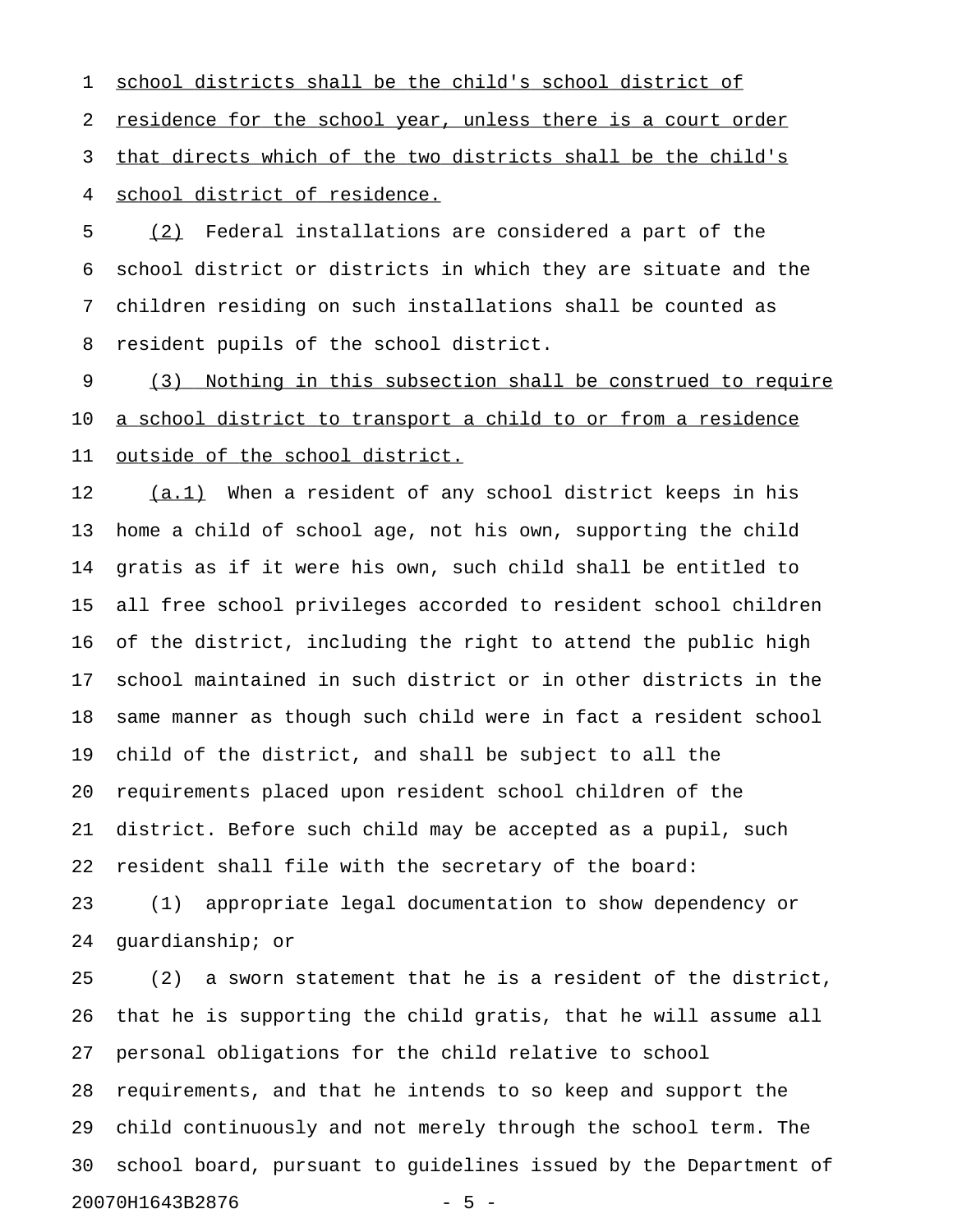school districts shall be the child's school district of residence for the school year, unless there is a court order that directs which of the two districts shall be the child's school district of residence.

(2) Federal installations are considered a part of the school district or districts in which they are situate and the children residing on such installations shall be counted as resident pupils of the school district.

(3) Nothing in this subsection shall be construed to require a school district to transport a child to or from a residence outside of the school district.

(a.1) When a resident of any school district keeps in his home a child of school age, not his own, supporting the child gratis as if it were his own, such child shall be entitled to all free school privileges accorded to resident school children of the district, including the right to attend the public high school maintained in such district or in other districts in the same manner as though such child were in fact a resident school child of the district, and shall be subject to all the requirements placed upon resident school children of the district. Before such child may be accepted as a pupil, such resident shall file with the secretary of the board:

(1) appropriate legal documentation to show dependency or guardianship; or

(2) a sworn statement that he is a resident of the district, that he is supporting the child gratis, that he will assume all personal obligations for the child relative to school requirements, and that he intends to so keep and support the child continuously and not merely through the school term. The school board, pursuant to guidelines issued by the Department of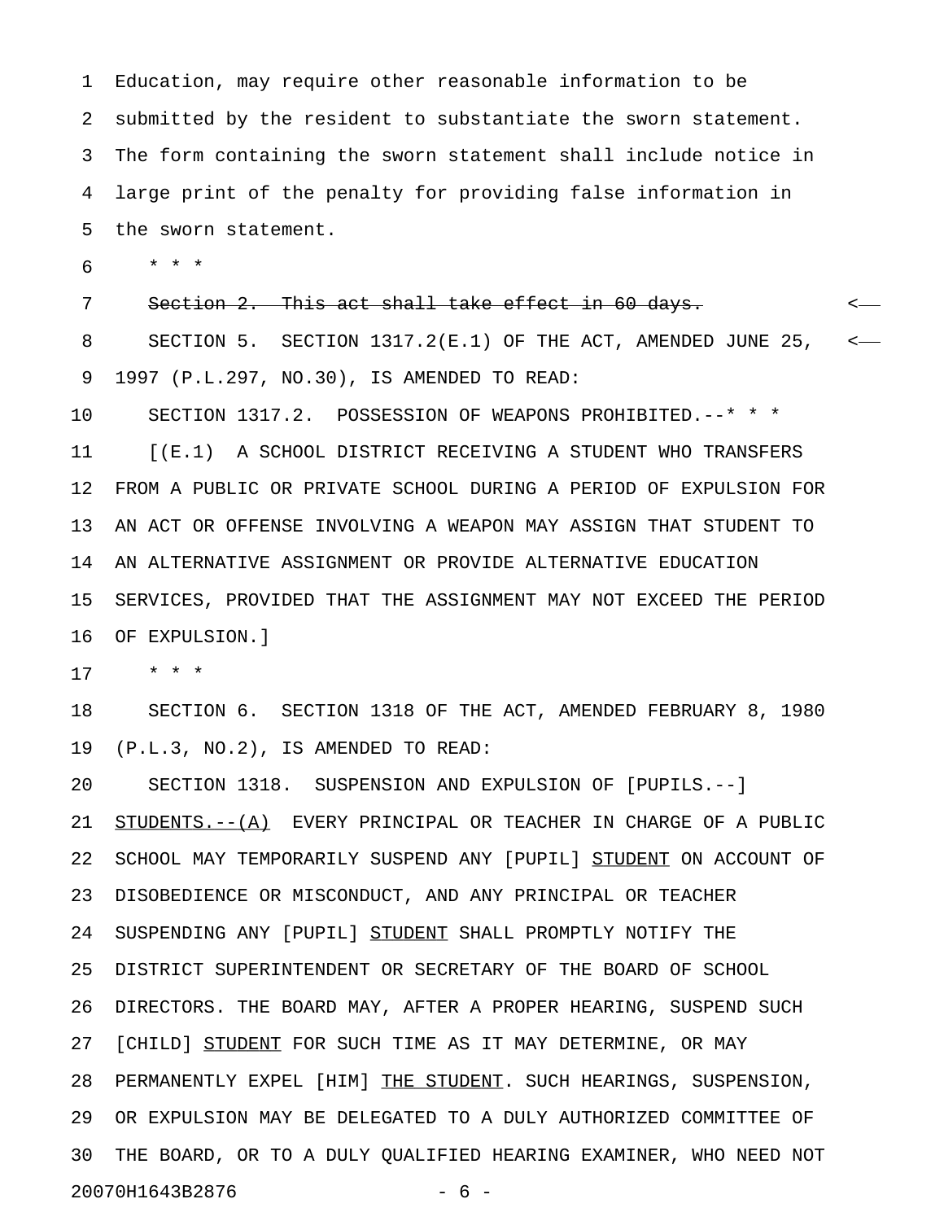Education, may require other reasonable information to be submitted by the resident to substantiate the sworn statement. The form containing the sworn statement shall include notice in large print of the penalty for providing false information in the sworn statement.

\* \* \*

~~Section 2. This act shall take effect in 60 days.~~

SECTION 5. SECTION 1317.2(E.1) OF THE ACT, AMENDED JUNE 25, 1997 (P.L.297, NO.30), IS AMENDED TO READ:

SECTION 1317.2. POSSESSION OF WEAPONS PROHIBITED.--\* \* \*

[(E.1) A SCHOOL DISTRICT RECEIVING A STUDENT WHO TRANSFERS FROM A PUBLIC OR PRIVATE SCHOOL DURING A PERIOD OF EXPULSION FOR AN ACT OR OFFENSE INVOLVING A WEAPON MAY ASSIGN THAT STUDENT TO AN ALTERNATIVE ASSIGNMENT OR PROVIDE ALTERNATIVE EDUCATION SERVICES, PROVIDED THAT THE ASSIGNMENT MAY NOT EXCEED THE PERIOD OF EXPULSION.]

\* \* \*

SECTION 6. SECTION 1318 OF THE ACT, AMENDED FEBRUARY 8, 1980 (P.L.3, NO.2), IS AMENDED TO READ:

SECTION 1318. SUSPENSION AND EXPULSION OF [PUPILS.--] <u>STUDENTS.--(A)</u> EVERY PRINCIPAL OR TEACHER IN CHARGE OF A PUBLIC SCHOOL MAY TEMPORARILY SUSPEND ANY [PUPIL] <u>STUDENT</u> ON ACCOUNT OF DISOBEDIENCE OR MISCONDUCT, AND ANY PRINCIPAL OR TEACHER SUSPENDING ANY [PUPIL] <u>STUDENT</u> SHALL PROMPTLY NOTIFY THE DISTRICT SUPERINTENDENT OR SECRETARY OF THE BOARD OF SCHOOL DIRECTORS. THE BOARD MAY, AFTER A PROPER HEARING, SUSPEND SUCH [CHILD] <u>STUDENT</u> FOR SUCH TIME AS IT MAY DETERMINE, OR MAY PERMANENTLY EXPEL [HIM] <u>THE STUDENT</u>. SUCH HEARINGS, SUSPENSION, OR EXPULSION MAY BE DELEGATED TO A DULY AUTHORIZED COMMITTEE OF THE BOARD, OR TO A DULY QUALIFIED HEARING EXAMINER, WHO NEED NOT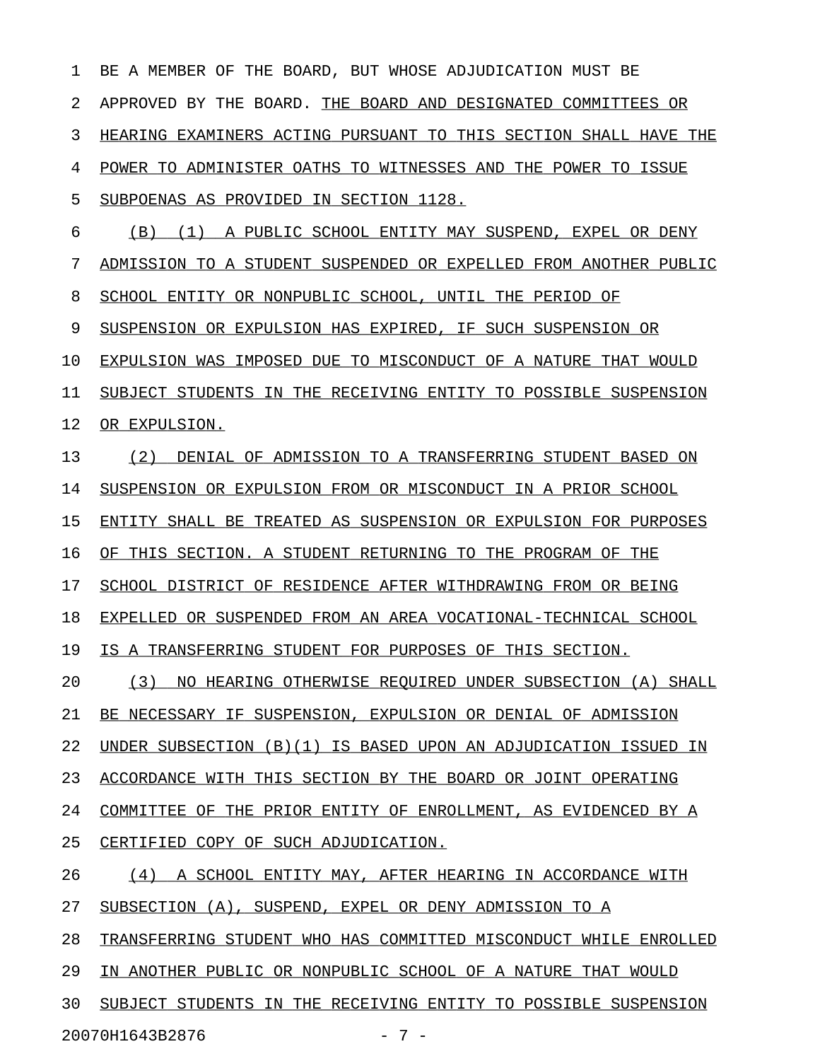BE A MEMBER OF THE BOARD, BUT WHOSE ADJUDICATION MUST BE APPROVED BY THE BOARD. THE BOARD AND DESIGNATED COMMITTEES OR HEARING EXAMINERS ACTING PURSUANT TO THIS SECTION SHALL HAVE THE POWER TO ADMINISTER OATHS TO WITNESSES AND THE POWER TO ISSUE SUBPOENAS AS PROVIDED IN SECTION 1128.

(B) (1) A PUBLIC SCHOOL ENTITY MAY SUSPEND, EXPEL OR DENY ADMISSION TO A STUDENT SUSPENDED OR EXPELLED FROM ANOTHER PUBLIC SCHOOL ENTITY OR NONPUBLIC SCHOOL, UNTIL THE PERIOD OF SUSPENSION OR EXPULSION HAS EXPIRED, IF SUCH SUSPENSION OR EXPULSION WAS IMPOSED DUE TO MISCONDUCT OF A NATURE THAT WOULD SUBJECT STUDENTS IN THE RECEIVING ENTITY TO POSSIBLE SUSPENSION OR EXPULSION.

(2) DENIAL OF ADMISSION TO A TRANSFERRING STUDENT BASED ON SUSPENSION OR EXPULSION FROM OR MISCONDUCT IN A PRIOR SCHOOL ENTITY SHALL BE TREATED AS SUSPENSION OR EXPULSION FOR PURPOSES OF THIS SECTION. A STUDENT RETURNING TO THE PROGRAM OF THE SCHOOL DISTRICT OF RESIDENCE AFTER WITHDRAWING FROM OR BEING EXPELLED OR SUSPENDED FROM AN AREA VOCATIONAL-TECHNICAL SCHOOL IS A TRANSFERRING STUDENT FOR PURPOSES OF THIS SECTION.

(3) NO HEARING OTHERWISE REQUIRED UNDER SUBSECTION (A) SHALL BE NECESSARY IF SUSPENSION, EXPULSION OR DENIAL OF ADMISSION UNDER SUBSECTION (B)(1) IS BASED UPON AN ADJUDICATION ISSUED IN ACCORDANCE WITH THIS SECTION BY THE BOARD OR JOINT OPERATING COMMITTEE OF THE PRIOR ENTITY OF ENROLLMENT, AS EVIDENCED BY A CERTIFIED COPY OF SUCH ADJUDICATION.

(4) A SCHOOL ENTITY MAY, AFTER HEARING IN ACCORDANCE WITH SUBSECTION (A), SUSPEND, EXPEL OR DENY ADMISSION TO A TRANSFERRING STUDENT WHO HAS COMMITTED MISCONDUCT WHILE ENROLLED IN ANOTHER PUBLIC OR NONPUBLIC SCHOOL OF A NATURE THAT WOULD SUBJECT STUDENTS IN THE RECEIVING ENTITY TO POSSIBLE SUSPENSION

20070H1643B2876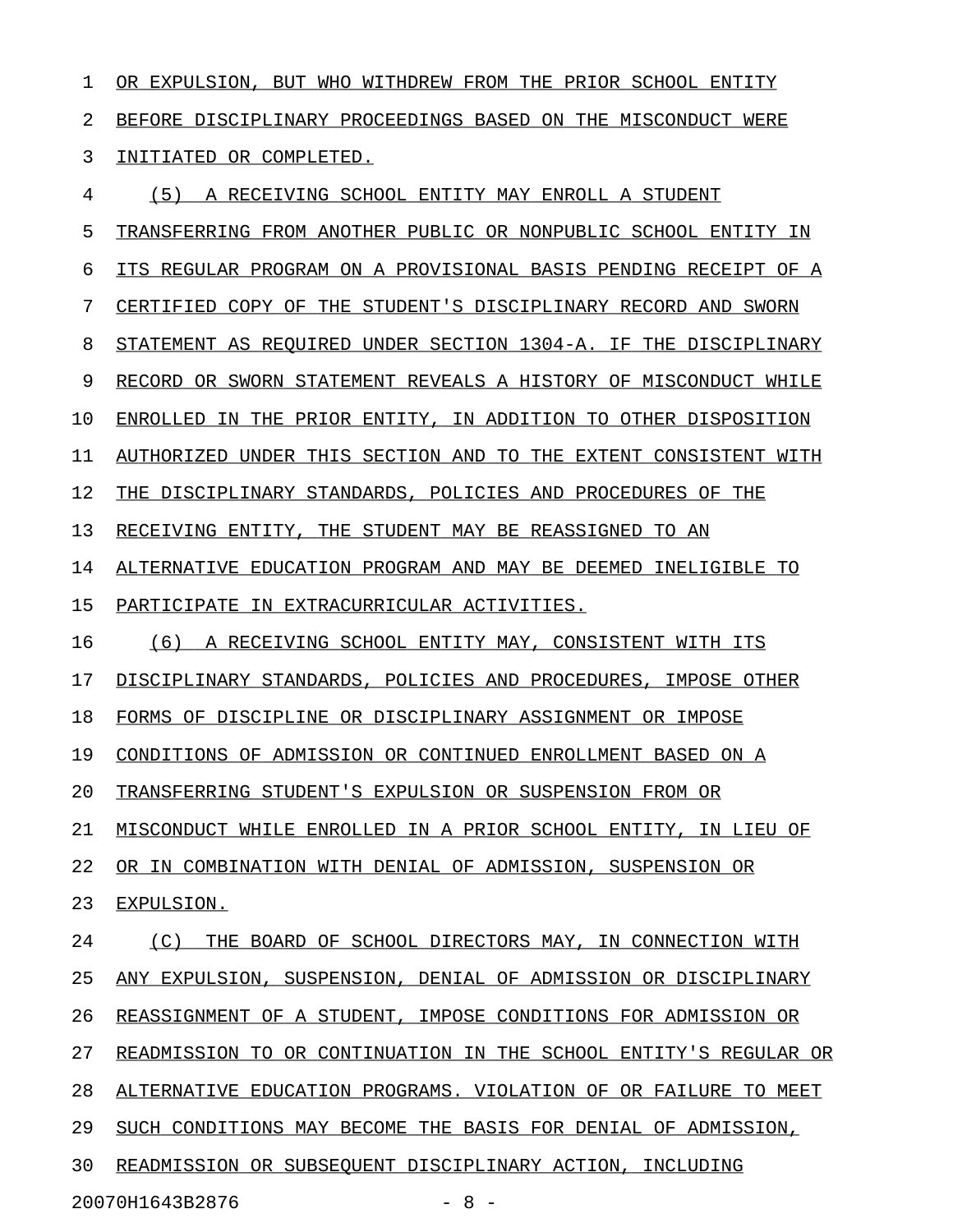OR EXPULSION, BUT WHO WITHDREW FROM THE PRIOR SCHOOL ENTITY BEFORE DISCIPLINARY PROCEEDINGS BASED ON THE MISCONDUCT WERE INITIATED OR COMPLETED.

(5) A RECEIVING SCHOOL ENTITY MAY ENROLL A STUDENT TRANSFERRING FROM ANOTHER PUBLIC OR NONPUBLIC SCHOOL ENTITY IN ITS REGULAR PROGRAM ON A PROVISIONAL BASIS PENDING RECEIPT OF A CERTIFIED COPY OF THE STUDENT'S DISCIPLINARY RECORD AND SWORN STATEMENT AS REQUIRED UNDER SECTION 1304-A. IF THE DISCIPLINARY RECORD OR SWORN STATEMENT REVEALS A HISTORY OF MISCONDUCT WHILE ENROLLED IN THE PRIOR ENTITY, IN ADDITION TO OTHER DISPOSITION AUTHORIZED UNDER THIS SECTION AND TO THE EXTENT CONSISTENT WITH THE DISCIPLINARY STANDARDS, POLICIES AND PROCEDURES OF THE RECEIVING ENTITY, THE STUDENT MAY BE REASSIGNED TO AN ALTERNATIVE EDUCATION PROGRAM AND MAY BE DEEMED INELIGIBLE TO PARTICIPATE IN EXTRACURRICULAR ACTIVITIES.

(6) A RECEIVING SCHOOL ENTITY MAY, CONSISTENT WITH ITS DISCIPLINARY STANDARDS, POLICIES AND PROCEDURES, IMPOSE OTHER FORMS OF DISCIPLINE OR DISCIPLINARY ASSIGNMENT OR IMPOSE CONDITIONS OF ADMISSION OR CONTINUED ENROLLMENT BASED ON A TRANSFERRING STUDENT'S EXPULSION OR SUSPENSION FROM OR MISCONDUCT WHILE ENROLLED IN A PRIOR SCHOOL ENTITY, IN LIEU OF OR IN COMBINATION WITH DENIAL OF ADMISSION, SUSPENSION OR EXPULSION.

(C) THE BOARD OF SCHOOL DIRECTORS MAY, IN CONNECTION WITH ANY EXPULSION, SUSPENSION, DENIAL OF ADMISSION OR DISCIPLINARY REASSIGNMENT OF A STUDENT, IMPOSE CONDITIONS FOR ADMISSION OR READMISSION TO OR CONTINUATION IN THE SCHOOL ENTITY'S REGULAR OR ALTERNATIVE EDUCATION PROGRAMS. VIOLATION OF OR FAILURE TO MEET SUCH CONDITIONS MAY BECOME THE BASIS FOR DENIAL OF ADMISSION, READMISSION OR SUBSEQUENT DISCIPLINARY ACTION, INCLUDING

20070H1643B2876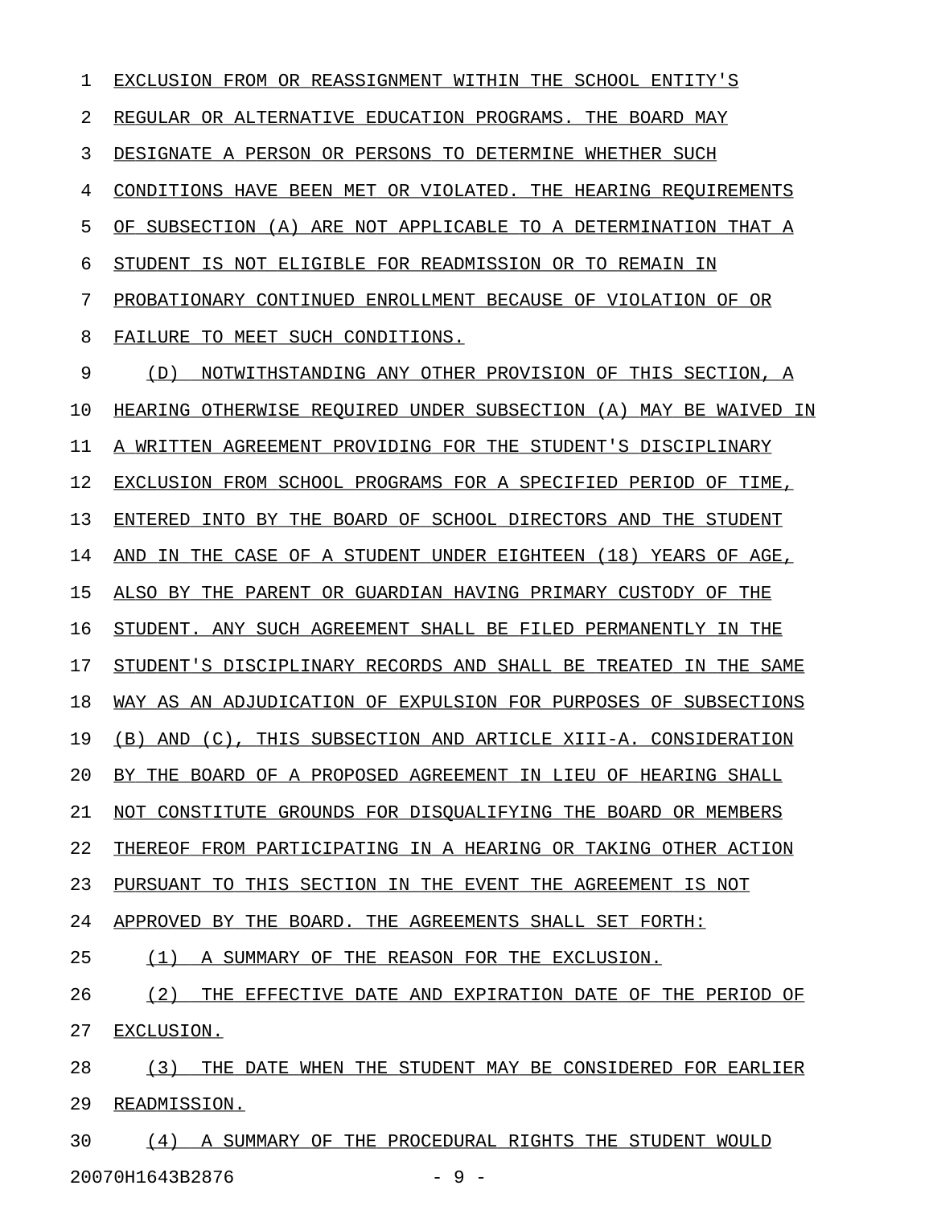EXCLUSION FROM OR REASSIGNMENT WITHIN THE SCHOOL ENTITY'S REGULAR OR ALTERNATIVE EDUCATION PROGRAMS. THE BOARD MAY DESIGNATE A PERSON OR PERSONS TO DETERMINE WHETHER SUCH CONDITIONS HAVE BEEN MET OR VIOLATED. THE HEARING REQUIREMENTS OF SUBSECTION (A) ARE NOT APPLICABLE TO A DETERMINATION THAT A STUDENT IS NOT ELIGIBLE FOR READMISSION OR TO REMAIN IN PROBATIONARY CONTINUED ENROLLMENT BECAUSE OF VIOLATION OF OR FAILURE TO MEET SUCH CONDITIONS.

(D) NOTWITHSTANDING ANY OTHER PROVISION OF THIS SECTION, A HEARING OTHERWISE REQUIRED UNDER SUBSECTION (A) MAY BE WAIVED IN A WRITTEN AGREEMENT PROVIDING FOR THE STUDENT'S DISCIPLINARY EXCLUSION FROM SCHOOL PROGRAMS FOR A SPECIFIED PERIOD OF TIME, ENTERED INTO BY THE BOARD OF SCHOOL DIRECTORS AND THE STUDENT AND IN THE CASE OF A STUDENT UNDER EIGHTEEN (18) YEARS OF AGE, ALSO BY THE PARENT OR GUARDIAN HAVING PRIMARY CUSTODY OF THE STUDENT. ANY SUCH AGREEMENT SHALL BE FILED PERMANENTLY IN THE STUDENT'S DISCIPLINARY RECORDS AND SHALL BE TREATED IN THE SAME WAY AS AN ADJUDICATION OF EXPULSION FOR PURPOSES OF SUBSECTIONS (B) AND (C), THIS SUBSECTION AND ARTICLE XIII-A. CONSIDERATION BY THE BOARD OF A PROPOSED AGREEMENT IN LIEU OF HEARING SHALL NOT CONSTITUTE GROUNDS FOR DISQUALIFYING THE BOARD OR MEMBERS THEREOF FROM PARTICIPATING IN A HEARING OR TAKING OTHER ACTION PURSUANT TO THIS SECTION IN THE EVENT THE AGREEMENT IS NOT APPROVED BY THE BOARD. THE AGREEMENTS SHALL SET FORTH:

(1) A SUMMARY OF THE REASON FOR THE EXCLUSION.

(2) THE EFFECTIVE DATE AND EXPIRATION DATE OF THE PERIOD OF EXCLUSION.

(3) THE DATE WHEN THE STUDENT MAY BE CONSIDERED FOR EARLIER READMISSION.

(4) A SUMMARY OF THE PROCEDURAL RIGHTS THE STUDENT WOULD

20070H1643B2876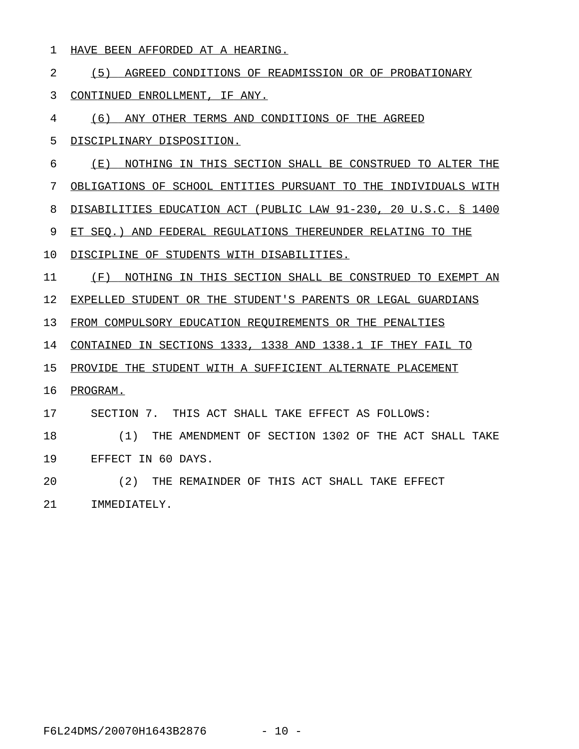HAVE BEEN AFFORDED AT A HEARING.

(5) AGREED CONDITIONS OF READMISSION OR OF PROBATIONARY CONTINUED ENROLLMENT, IF ANY.

(6) ANY OTHER TERMS AND CONDITIONS OF THE AGREED DISCIPLINARY DISPOSITION.

(E) NOTHING IN THIS SECTION SHALL BE CONSTRUED TO ALTER THE OBLIGATIONS OF SCHOOL ENTITIES PURSUANT TO THE INDIVIDUALS WITH DISABILITIES EDUCATION ACT (PUBLIC LAW 91-230, 20 U.S.C. § 1400 ET SEQ.) AND FEDERAL REGULATIONS THEREUNDER RELATING TO THE DISCIPLINE OF STUDENTS WITH DISABILITIES.

(F) NOTHING IN THIS SECTION SHALL BE CONSTRUED TO EXEMPT AN EXPELLED STUDENT OR THE STUDENT'S PARENTS OR LEGAL GUARDIANS FROM COMPULSORY EDUCATION REQUIREMENTS OR THE PENALTIES CONTAINED IN SECTIONS 1333, 1338 AND 1338.1 IF THEY FAIL TO PROVIDE THE STUDENT WITH A SUFFICIENT ALTERNATE PLACEMENT PROGRAM.

SECTION 7. THIS ACT SHALL TAKE EFFECT AS FOLLOWS:

(1) THE AMENDMENT OF SECTION 1302 OF THE ACT SHALL TAKE EFFECT IN 60 DAYS.

(2) THE REMAINDER OF THIS ACT SHALL TAKE EFFECT IMMEDIATELY.

F6L24DMS/20070H1643B2876